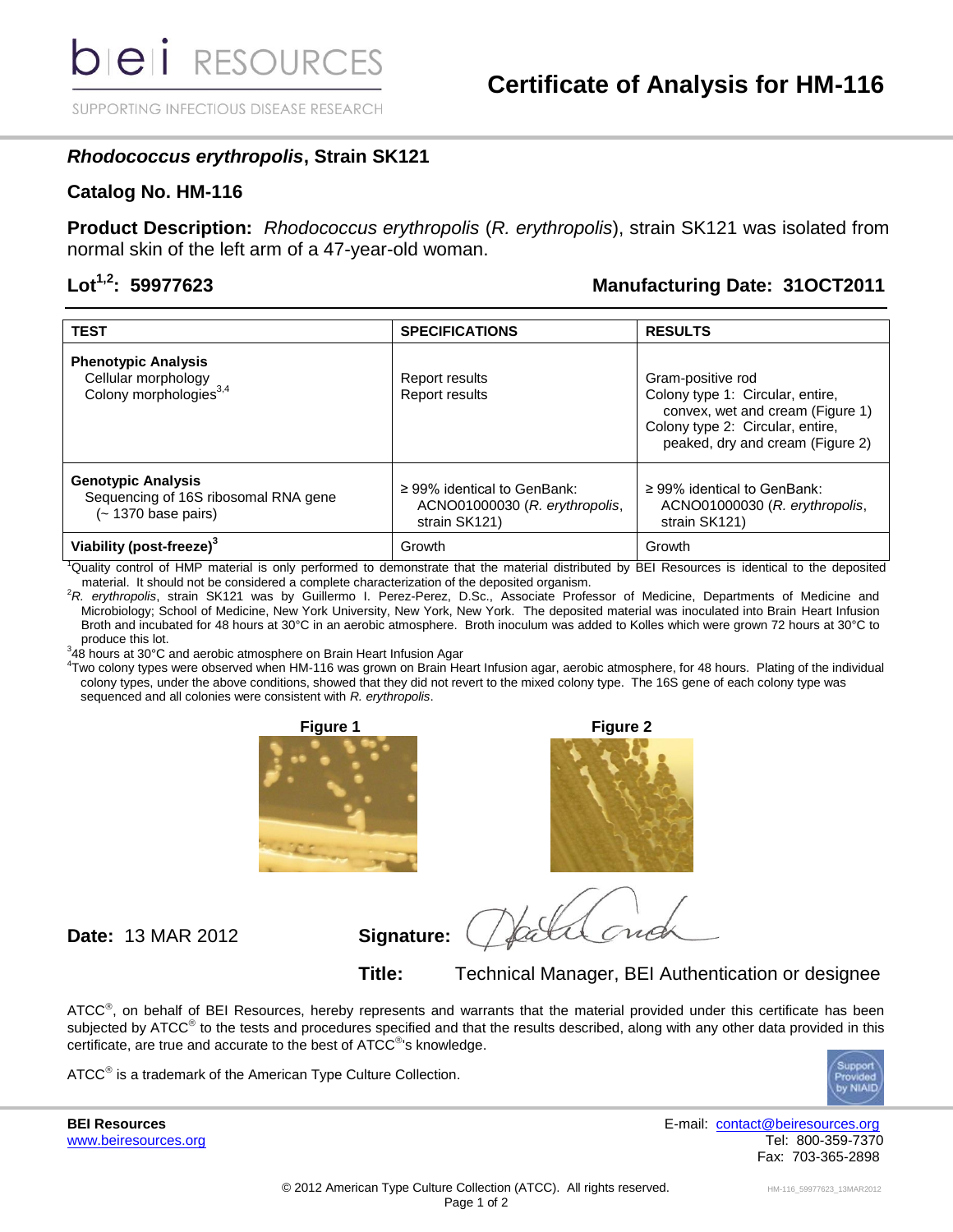# Certificate of Analysis for HM-116

## *Rhodococcus erythropolis*, Strain SK121

## Catalog No. HM-116

**Product Description:** *Rhodococcus erythropolis* (*R. erythropolis*), strain SK121 was isolated from normal skin of the left arm of a 47-year-old woman.

**Lot[1,2]: 59977623** **Manufacturing Date: 31OCT2011**

| TEST | SPECIFICATIONS | RESULTS |
|---|---|---|
| **Phenotypic Analysis**<br>Cellular morphology<br>Colony morphologies[3,4] | <br>Report results<br>Report results | Gram-positive rod<br>Colony type 1: Circular, entire, convex, wet and cream (Figure 1)<br>Colony type 2: Circular, entire, peaked, dry and cream (Figure 2) |
| **Genotypic Analysis**<br>Sequencing of 16S ribosomal RNA gene (~ 1370 base pairs) | ≥ 99% identical to GenBank: ACNO01000030 (*R. erythropolis*, strain SK121) | ≥ 99% identical to GenBank: ACNO01000030 (*R. erythropolis*, strain SK121) |
| **Viability (post-freeze)[3]** | Growth | Growth |

[1]Quality control of HMP material is only performed to demonstrate that the material distributed by BEI Resources is identical to the deposited material. It should not be considered a complete characterization of the deposited organism.

[2]*R. erythropolis*, strain SK121 was by Guillermo I. Perez-Perez, D.Sc., Associate Professor of Medicine, Departments of Medicine and Microbiology; School of Medicine, New York University, New York, New York. The deposited material was inoculated into Brain Heart Infusion Broth and incubated for 48 hours at 30°C in an aerobic atmosphere. Broth inoculum was added to Kolles which were grown 72 hours at 30°C to produce this lot.

[3]48 hours at 30°C and aerobic atmosphere on Brain Heart Infusion Agar

[4]Two colony types were observed when HM-116 was grown on Brain Heart Infusion agar, aerobic atmosphere, for 48 hours. Plating of the individual colony types, under the above conditions, showed that they did not revert to the mixed colony type. The 16S gene of each colony type was sequenced and all colonies were consistent with *R. erythropolis*.

**Figure 1**

**Figure 2**

**Date:** 13 MAR 2012 **Signature:**

**Title:** Technical Manager, BEI Authentication or designee

ATCC®, on behalf of BEI Resources, hereby represents and warrants that the material provided under this certificate has been subjected by ATCC® to the tests and procedures specified and that the results described, along with any other data provided in this certificate, are true and accurate to the best of ATCC®'s knowledge.

ATCC® is a trademark of the American Type Culture Collection.

**BEI Resources**
www.beiresources.org

E-mail: contact@beiresources.org
Tel: 800-359-7370
Fax: 703-365-2898

© 2012 American Type Culture Collection (ATCC). All rights reserved.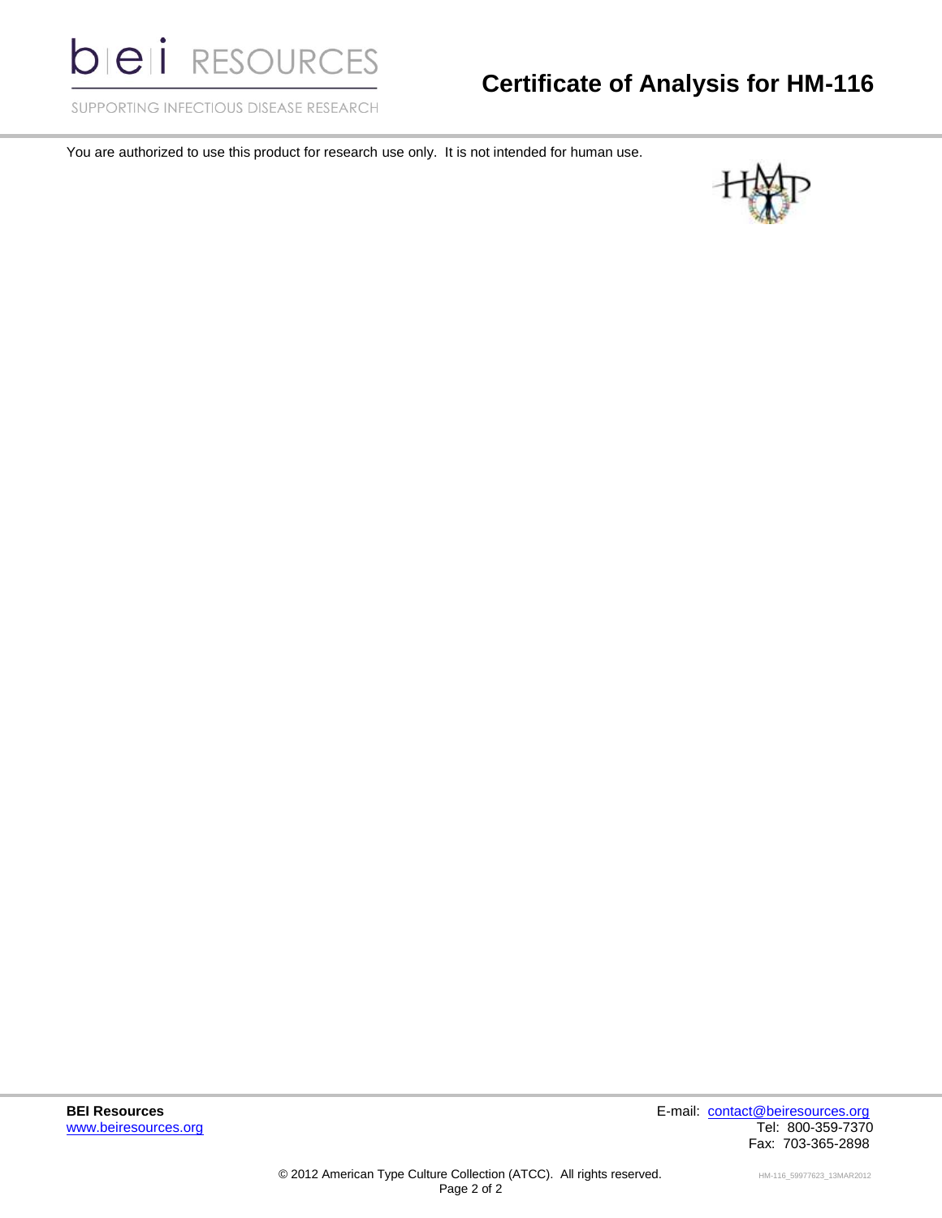You are authorized to use this product for research use only. It is not intended for human use.

**BEI Resources**
www.beiresources.org

E-mail: contact@beiresources.org
Tel: 800-359-7370
Fax: 703-365-2898

© 2012 American Type Culture Collection (ATCC). All rights reserved.

HM-116_59977623_13MAR2012